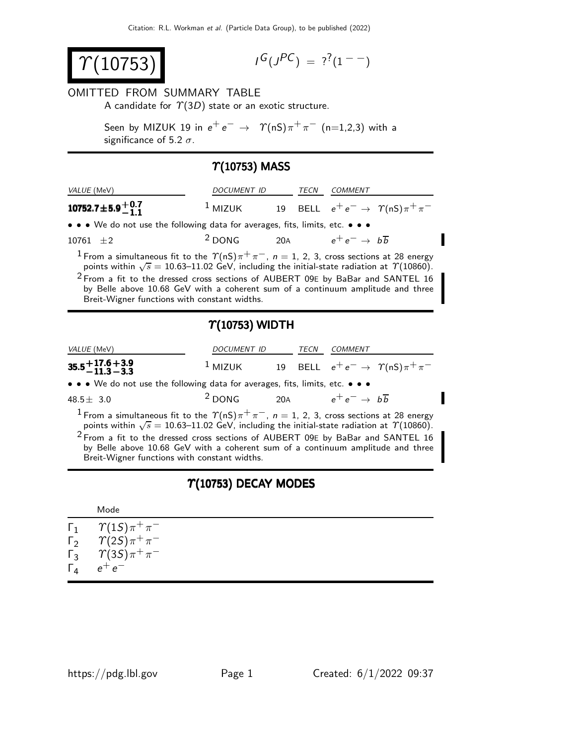# $\Upsilon(10753)$

$I^G(J^{PC}) = ?^?(1^{--})$

OMITTED FROM SUMMARY TABLE

A candidate for $\Upsilon(3D)$ state or an exotic structure.

Seen by MIZUK 19 in $e^+e^- \rightarrow \Upsilon(\text{nS})\pi^+\pi^-$ (n=1,2,3) with a significance of 5.2 $\sigma$.

## $\Upsilon(10753)$ MASS

| VALUE (MeV) | DOCUMENT ID | | TECN | COMMENT |
|---|---|---|---|---|
| $\mathbf{10752.7 \pm 5.9^{+0.7}_{-1.1}}$ | [1] MIZUK | 19 | BELL | $e^+e^- \rightarrow \Upsilon(\text{nS})\pi^+\pi^-$ |
| • • • We do not use the following data for averages, fits, limits, etc. • • • | | | | |
| $10761 \pm 2$ | [2] DONG | 20A | | $e^+e^- \rightarrow b\overline{b}$ |

[1] From a simultaneous fit to the $\Upsilon(\text{nS})\pi^+\pi^-$, $n$ = 1, 2, 3, cross sections at 28 energy points within $\sqrt{s}$ = 10.63–11.02 GeV, including the initial-state radiation at $\Upsilon(10860)$.

[2] From a fit to the dressed cross sections of AUBERT 09E by BaBar and SANTEL 16 by Belle above 10.68 GeV with a coherent sum of a continuum amplitude and three Breit-Wigner functions with constant widths.

## $\Upsilon(10753)$ WIDTH

| VALUE (MeV) | DOCUMENT ID | | TECN | COMMENT |
|---|---|---|---|---|
| $\mathbf{35.5^{+17.6}_{-11.3}{}^{+3.9}_{-3.3}}$ | [1] MIZUK | 19 | BELL | $e^+e^- \rightarrow \Upsilon(\text{nS})\pi^+\pi^-$ |
| • • • We do not use the following data for averages, fits, limits, etc. • • • | | | | |
| $48.5 \pm 3.0$ | [2] DONG | 20A | | $e^+e^- \rightarrow b\overline{b}$ |

[1] From a simultaneous fit to the $\Upsilon(\text{nS})\pi^+\pi^-$, $n$ = 1, 2, 3, cross sections at 28 energy points within $\sqrt{s}$ = 10.63–11.02 GeV, including the initial-state radiation at $\Upsilon(10860)$.

[2] From a fit to the dressed cross sections of AUBERT 09E by BaBar and SANTEL 16 by Belle above 10.68 GeV with a coherent sum of a continuum amplitude and three Breit-Wigner functions with constant widths.

## $\Upsilon(10753)$ DECAY MODES

| | Mode |
|---|---|
| $\Gamma_1$ | $\Upsilon(1S)\pi^+\pi^-$ |
| $\Gamma_2$ | $\Upsilon(2S)\pi^+\pi^-$ |
| $\Gamma_3$ | $\Upsilon(3S)\pi^+\pi^-$ |
| $\Gamma_4$ | $e^+e^-$ |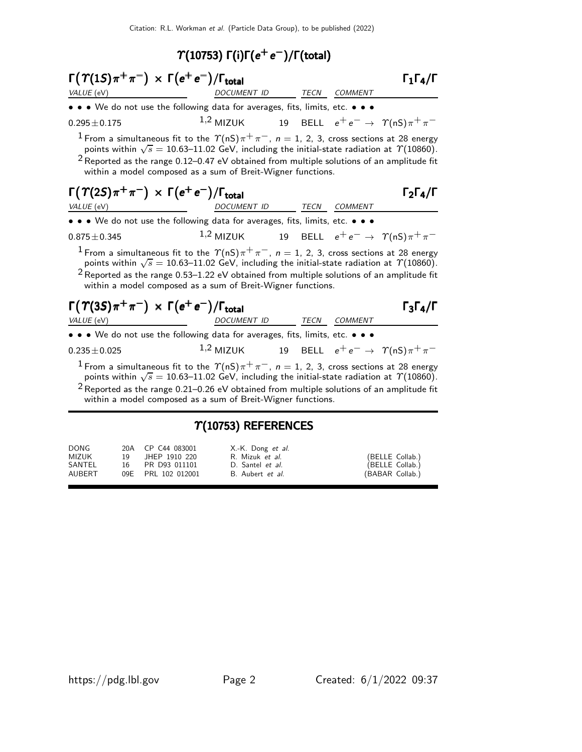## $\Upsilon(10753)$ $\Gamma(i)\Gamma(e^+e^-)/\Gamma(\text{total})$

### $\Gamma(\Upsilon(1S)\pi^+\pi^-) \times \Gamma(e^+e^-)/\Gamma_{\text{total}}$ — $\Gamma_1\Gamma_4/\Gamma$

| VALUE (eV) | DOCUMENT ID | | TECN | COMMENT |
|---|---|---|---|---|
| • • • We do not use the following data for averages, fits, limits, etc. • • • | | | | |
| $0.295 \pm 0.175$ | [1,2] MIZUK | 19 | BELL | $e^+e^- \to \Upsilon(nS)\pi^+\pi^-$ |

[1] From a simultaneous fit to the $\Upsilon(nS)\pi^+\pi^-$, $n = 1, 2, 3$, cross sections at 28 energy points within $\sqrt{s} = 10.63$–$11.02$ GeV, including the initial-state radiation at $\Upsilon(10860)$.

[2] Reported as the range 0.12–0.47 eV obtained from multiple solutions of an amplitude fit within a model composed as a sum of Breit-Wigner functions.

### $\Gamma(\Upsilon(2S)\pi^+\pi^-) \times \Gamma(e^+e^-)/\Gamma_{\text{total}}$ — $\Gamma_2\Gamma_4/\Gamma$

| VALUE (eV) | DOCUMENT ID | | TECN | COMMENT |
|---|---|---|---|---|
| • • • We do not use the following data for averages, fits, limits, etc. • • • | | | | |
| $0.875 \pm 0.345$ | [1,2] MIZUK | 19 | BELL | $e^+e^- \to \Upsilon(nS)\pi^+\pi^-$ |

[1] From a simultaneous fit to the $\Upsilon(nS)\pi^+\pi^-$, $n = 1, 2, 3$, cross sections at 28 energy points within $\sqrt{s} = 10.63$–$11.02$ GeV, including the initial-state radiation at $\Upsilon(10860)$.

[2] Reported as the range 0.53–1.22 eV obtained from multiple solutions of an amplitude fit within a model composed as a sum of Breit-Wigner functions.

### $\Gamma(\Upsilon(3S)\pi^+\pi^-) \times \Gamma(e^+e^-)/\Gamma_{\text{total}}$ — $\Gamma_3\Gamma_4/\Gamma$

| VALUE (eV) | DOCUMENT ID | | TECN | COMMENT |
|---|---|---|---|---|
| • • • We do not use the following data for averages, fits, limits, etc. • • • | | | | |
| $0.235 \pm 0.025$ | [1,2] MIZUK | 19 | BELL | $e^+e^- \to \Upsilon(nS)\pi^+\pi^-$ |

[1] From a simultaneous fit to the $\Upsilon(nS)\pi^+\pi^-$, $n = 1, 2, 3$, cross sections at 28 energy points within $\sqrt{s} = 10.63$–$11.02$ GeV, including the initial-state radiation at $\Upsilon(10860)$.

[2] Reported as the range 0.21–0.26 eV obtained from multiple solutions of an amplitude fit within a model composed as a sum of Breit-Wigner functions.

## $\Upsilon(10753)$ REFERENCES

| | | | | |
|---|---|---|---|---|
| DONG | 20A | CP C44 083001 | X.-K. Dong *et al.* | |
| MIZUK | 19 | JHEP 1910 220 | R. Mizuk *et al.* | (BELLE Collab.) |
| SANTEL | 16 | PR D93 011101 | D. Santel *et al.* | (BELLE Collab.) |
| AUBERT | 09E | PRL 102 012001 | B. Aubert *et al.* | (BABAR Collab.) |